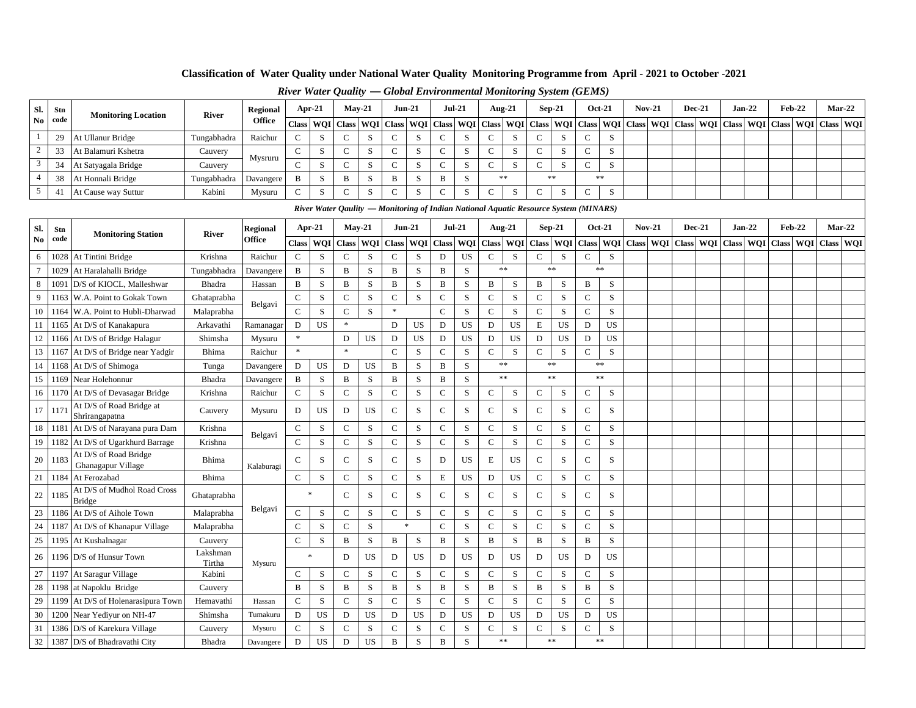## Classification of Water Quality under National Water Quality Monitoring Programme from April - 2021 to October -2021

### *River Water Quality — Global Environmental Monitoring System (GEMS)*

| Sl. No | Stn code | Monitoring Location | River | Regional Office | Apr-21 | | May-21 | | Jun-21 | | Jul-21 | | Aug-21 | | Sep-21 | | Oct-21 | | Nov-21 | | Dec-21 | | Jan-22 | | Feb-22 | | Mar-22 | |
|---|---|---|---|---|---|---|---|---|---|---|---|---|---|---|---|---|---|---|---|---|---|---|---|---|---|---|---|---|
| | | | | | Class | WQI | Class | WQI | Class | WQI | Class | WQI | Class | WQI | Class | WQI | Class | WQI | Class | WQI | Class | WQI | Class | WQI | Class | WQI | Class | WQI |
| 1 | 29 | At Ullanur Bridge | Tungabhadra | Raichur | C | S | C | S | C | S | C | S | C | S | C | S | C | S | | | | | | | | | | |
| 2 | 33 | At Balamuri Kshetra | Cauvery | Mysruru | C | S | C | S | C | S | C | S | C | S | C | S | C | S | | | | | | | | | | |
| 3 | 34 | At Satyagala Bridge | Cauvery | | C | S | C | S | C | S | C | S | C | S | C | S | C | S | | | | | | | | | | |
| 4 | 38 | At Honnali Bridge | Tungabhadra | Davangere | B | S | B | S | B | S | B | S | ** | | ** | | ** | | | | | | | | | | | |
| 5 | 41 | At Cause way Suttur | Kabini | Mysuru | C | S | C | S | C | S | C | S | C | S | C | S | C | S | | | | | | | | | | |

### *River Water Qaulity — Monitoring of Indian National Aquatic Resource System (MINARS)*

| Sl. No | Stn code | Monitoring Station | River | Regional Office | Apr-21 | | May-21 | | Jun-21 | | Jul-21 | | Aug-21 | | Sep-21 | | Oct-21 | | Nov-21 | | Dec-21 | | Jan-22 | | Feb-22 | | Mar-22 | |
|---|---|---|---|---|---|---|---|---|---|---|---|---|---|---|---|---|---|---|---|---|---|---|---|---|---|---|---|---|
| | | | | | Class | WQI | Class | WQI | Class | WQI | Class | WQI | Class | WQI | Class | WQI | Class | WQI | Class | WQI | Class | WQI | Class | WQI | Class | WQI | Class | WQI |
| 6 | 1028 | At Tintini Bridge | Krishna | Raichur | C | S | C | S | C | S | D | US | C | S | C | S | C | S | | | | | | | | | | |
| 7 | 1029 | At Haralahalli Bridge | Tungabhadra | Davangere | B | S | B | S | B | S | B | S | ** | | ** | | ** | | | | | | | | | | | |
| 8 | 1091 | D/S of KIOCL, Malleshwar | Bhadra | Hassan | B | S | B | S | B | S | B | S | B | S | B | S | B | S | | | | | | | | | | |
| 9 | 1163 | W.A. Point to Gokak Town | Ghataprabha | Belgavi | C | S | C | S | C | S | C | S | C | S | C | S | C | S | | | | | | | | | | |
| 10 | 1164 | W.A. Point to Hubli-Dharwad | Malaprabha | | C | S | C | S | * | | C | S | C | S | C | S | C | S | | | | | | | | | | |
| 11 | 1165 | At D/S of Kanakapura | Arkavathi | Ramanagar | D | US | * | | D | US | D | US | D | US | E | US | D | US | | | | | | | | | | |
| 12 | 1166 | At D/S of Bridge Halagur | Shimsha | Mysuru | * | | D | US | D | US | D | US | D | US | D | US | D | US | | | | | | | | | | |
| 13 | 1167 | At D/S of Bridge near Yadgir | Bhima | Raichur | * | | * | | C | S | C | S | C | S | C | S | C | S | | | | | | | | | | |
| 14 | 1168 | At D/S of Shimoga | Tunga | Davangere | D | US | D | US | B | S | B | S | ** | | ** | | ** | | | | | | | | | | | |
| 15 | 1169 | Near Holehonnur | Bhadra | Davangere | B | S | B | S | B | S | B | S | ** | | ** | | ** | | | | | | | | | | | |
| 16 | 1170 | At D/S of Devasagar Bridge | Krishna | Raichur | C | S | C | S | C | S | C | S | C | S | C | S | C | S | | | | | | | | | | |
| 17 | 1171 | At D/S of Road Bridge at Shrirangapatna | Cauvery | Mysuru | D | US | D | US | C | S | C | S | C | S | C | S | C | S | | | | | | | | | | |
| 18 | 1181 | At D/S of Narayana pura Dam | Krishna | Belgavi | C | S | C | S | C | S | C | S | C | S | C | S | C | S | | | | | | | | | | |
| 19 | 1182 | At D/S of Ugarkhurd Barrage | Krishna | | C | S | C | S | C | S | C | S | C | S | C | S | C | S | | | | | | | | | | |
| 20 | 1183 | At D/S of Road Bridge Ghanagapur Village | Bhima | Kalaburagi | C | S | C | S | C | S | D | US | E | US | C | S | C | S | | | | | | | | | | |
| 21 | 1184 | At Ferozabad | Bhima | | C | S | C | S | C | S | E | US | D | US | C | S | C | S | | | | | | | | | | |
| 22 | 1185 | At D/S of Mudhol Road Cross Bridge | Ghataprabha | Belgavi | * | | C | S | C | S | C | S | C | S | C | S | C | S | | | | | | | | | | |
| 23 | 1186 | At D/S of Aihole Town | Malaprabha | | C | S | C | S | C | S | C | S | C | S | C | S | C | S | | | | | | | | | | |
| 24 | 1187 | At D/S of Khanapur Village | Malaprabha | | C | S | C | S | * | | C | S | C | S | C | S | C | S | | | | | | | | | | |
| 25 | 1195 | At Kushalnagar | Cauvery | Mysuru | C | S | B | S | B | S | B | S | B | S | B | S | B | S | | | | | | | | | | |
| 26 | 1196 | D/S of Hunsur Town | Lakshman Tirtha | | * | | D | US | D | US | D | US | D | US | D | US | D | US | | | | | | | | | | |
| 27 | 1197 | At Saragur Village | Kabini | | C | S | C | S | C | S | C | S | C | S | C | S | C | S | | | | | | | | | | |
| 28 | 1198 | at Napoklu Bridge | Cauvery | | B | S | B | S | B | S | B | S | B | S | B | S | B | S | | | | | | | | | | |
| 29 | 1199 | At D/S of Holenarasipura Town | Hemavathi | Hassan | C | S | C | S | C | S | C | S | C | S | C | S | C | S | | | | | | | | | | |
| 30 | 1200 | Near Yediyur on NH-47 | Shimsha | Tumakuru | D | US | D | US | D | US | D | US | D | US | D | US | D | US | | | | | | | | | | |
| 31 | 1386 | D/S of Karekura Village | Cauvery | Mysuru | C | S | C | S | C | S | C | S | C | S | C | S | C | S | | | | | | | | | | |
| 32 | 1387 | D/S of Bhadravathi City | Bhadra | Davangere | D | US | D | US | B | S | B | S | ** | | ** | | ** | | | | | | | | | | | |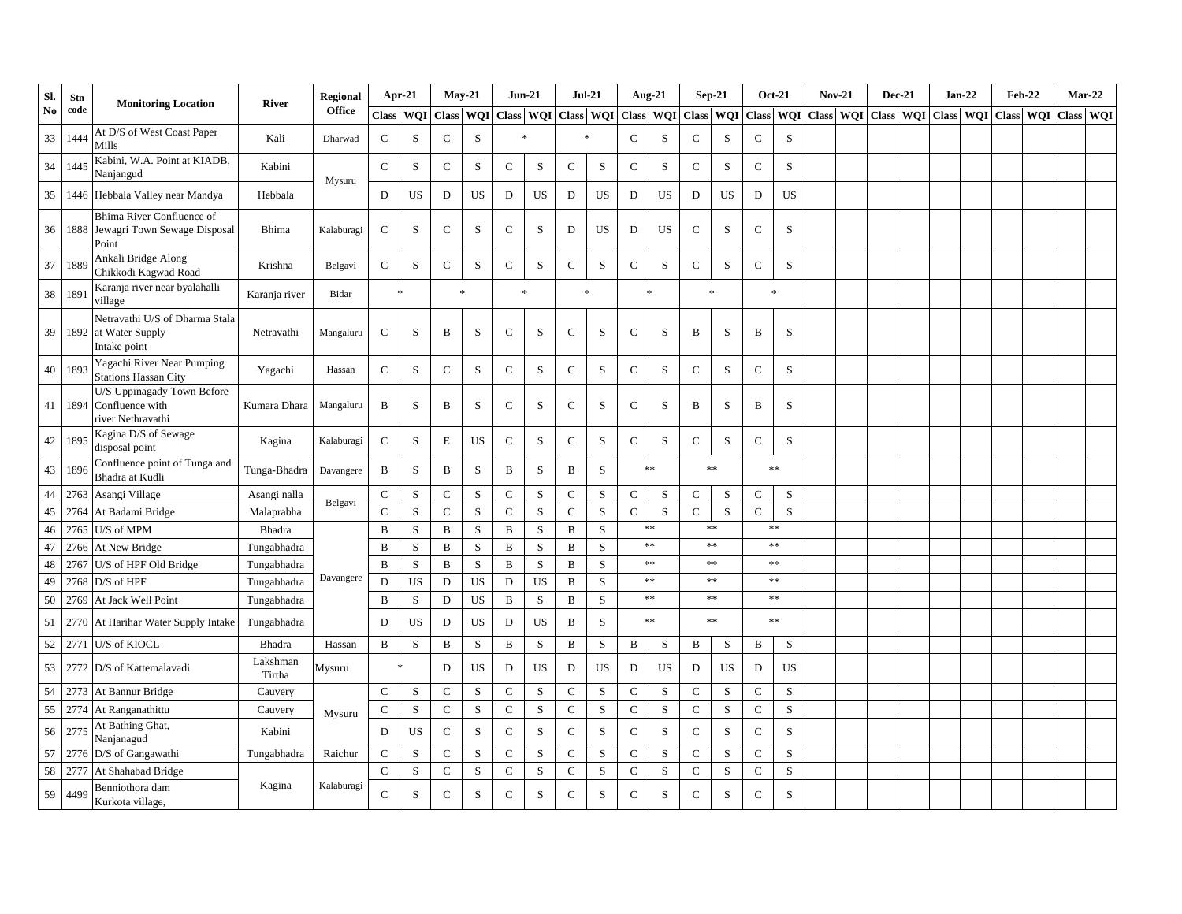| Sl. No | Stn code | Monitoring Location | River | Regional Office | Apr-21 | | May-21 | | Jun-21 | | Jul-21 | | Aug-21 | | Sep-21 | | Oct-21 | | Nov-21 | | Dec-21 | | Jan-22 | | Feb-22 | | Mar-22 | |
|---|---|---|---|---|---|---|---|---|---|---|---|---|---|---|---|---|---|---|---|---|---|---|---|---|---|---|---|---|
| | | | | | Class | WQI | Class | WQI | Class | WQI | Class | WQI | Class | WQI | Class | WQI | Class | WQI | Class | WQI | Class | WQI | Class | WQI | Class | WQI | Class | WQI |
| 33 | 1444 | At D/S of West Coast Paper Mills | Kali | Dharwad | C | S | C | S | * | | * | | C | S | C | S | C | S | | | | | | | | | | |
| 34 | 1445 | Kabini, W.A. Point at KIADB, Nanjangud | Kabini | Mysuru | C | S | C | S | C | S | C | S | C | S | C | S | C | S | | | | | | | | | | |
| 35 | 1446 | Hebbala Valley near Mandya | Hebbala | | D | US | D | US | D | US | D | US | D | US | D | US | D | US | | | | | | | | | | |
| 36 | 1888 | Bhima River Confluence of Jewagri Town Sewage Disposal Point | Bhima | Kalaburagi | C | S | C | S | C | S | D | US | D | US | C | S | C | S | | | | | | | | | | |
| 37 | 1889 | Ankali Bridge Along Chikkodi Kagwad Road | Krishna | Belgavi | C | S | C | S | C | S | C | S | C | S | C | S | C | S | | | | | | | | | | |
| 38 | 1891 | Karanja river near byalahalli village | Karanja river | Bidar | * | | * | | * | | * | | * | | * | | * | | | | | | | | | | | |
| 39 | 1892 | Netravathi U/S of Dharma Stala at Water Supply Intake point | Netravathi | Mangaluru | C | S | B | S | C | S | C | S | C | S | B | S | B | S | | | | | | | | | | |
| 40 | 1893 | Yagachi River Near Pumping Stations Hassan City | Yagachi | Hassan | C | S | C | S | C | S | C | S | C | S | C | S | C | S | | | | | | | | | | |
| 41 | 1894 | U/S Uppinagady Town Before Confluence with river Nethravathi | Kumara Dhara | Mangaluru | B | S | B | S | C | S | C | S | C | S | B | S | B | S | | | | | | | | | | |
| 42 | 1895 | Kagina D/S of Sewage disposal point | Kagina | Kalaburagi | C | S | E | US | C | S | C | S | C | S | C | S | C | S | | | | | | | | | | |
| 43 | 1896 | Confluence point of Tunga and Bhadra at Kudli | Tunga-Bhadra | Davangere | B | S | B | S | B | S | B | S | ** | | ** | | ** | | | | | | | | | | | |
| 44 | 2763 | Asangi Village | Asangi nalla | Belgavi | C | S | C | S | C | S | C | S | C | S | C | S | C | S | | | | | | | | | | |
| 45 | 2764 | At Badami Bridge | Malaprabha | | C | S | C | S | C | S | C | S | C | S | C | S | C | S | | | | | | | | | | |
| 46 | 2765 | U/S of MPM | Bhadra | Davangere | B | S | B | S | B | S | B | S | ** | | ** | | ** | | | | | | | | | | | |
| 47 | 2766 | At New Bridge | Tungabhadra | | B | S | B | S | B | S | B | S | ** | | ** | | ** | | | | | | | | | | | |
| 48 | 2767 | U/S of HPF Old Bridge | Tungabhadra | | B | S | B | S | B | S | B | S | ** | | ** | | ** | | | | | | | | | | | |
| 49 | 2768 | D/S of HPF | Tungabhadra | | D | US | D | US | D | US | B | S | ** | | ** | | ** | | | | | | | | | | | |
| 50 | 2769 | At Jack Well Point | Tungabhadra | | B | S | D | US | B | S | B | S | ** | | ** | | ** | | | | | | | | | | | |
| 51 | 2770 | At Harihar Water Supply Intake | Tungabhadra | | D | US | D | US | D | US | B | S | ** | | ** | | ** | | | | | | | | | | | |
| 52 | 2771 | U/S of KIOCL | Bhadra | Hassan | B | S | B | S | B | S | B | S | B | S | B | S | B | S | | | | | | | | | | |
| 53 | 2772 | D/S of Kattemalavadi | Lakshman Tirtha | Mysuru | * | | D | US | D | US | D | US | D | US | D | US | D | US | | | | | | | | | | |
| 54 | 2773 | At Bannur Bridge | Cauvery | Mysuru | C | S | C | S | C | S | C | S | C | S | C | S | C | S | | | | | | | | | | |
| 55 | 2774 | At Ranganathittu | Cauvery | | C | S | C | S | C | S | C | S | C | S | C | S | C | S | | | | | | | | | | |
| 56 | 2775 | At Bathing Ghat, Nanjanagud | Kabini | | D | US | C | S | C | S | C | S | C | S | C | S | C | S | | | | | | | | | | |
| 57 | 2776 | D/S of Gangawathi | Tungabhadra | Raichur | C | S | C | S | C | S | C | S | C | S | C | S | C | S | | | | | | | | | | |
| 58 | 2777 | At Shahabad Bridge | Kagina | Kalaburagi | C | S | C | S | C | S | C | S | C | S | C | S | C | S | | | | | | | | | | |
| 59 | 4499 | Benniothora dam Kurkota village, | | | C | S | C | S | C | S | C | S | C | S | C | S | C | S | | | | | | | | | | |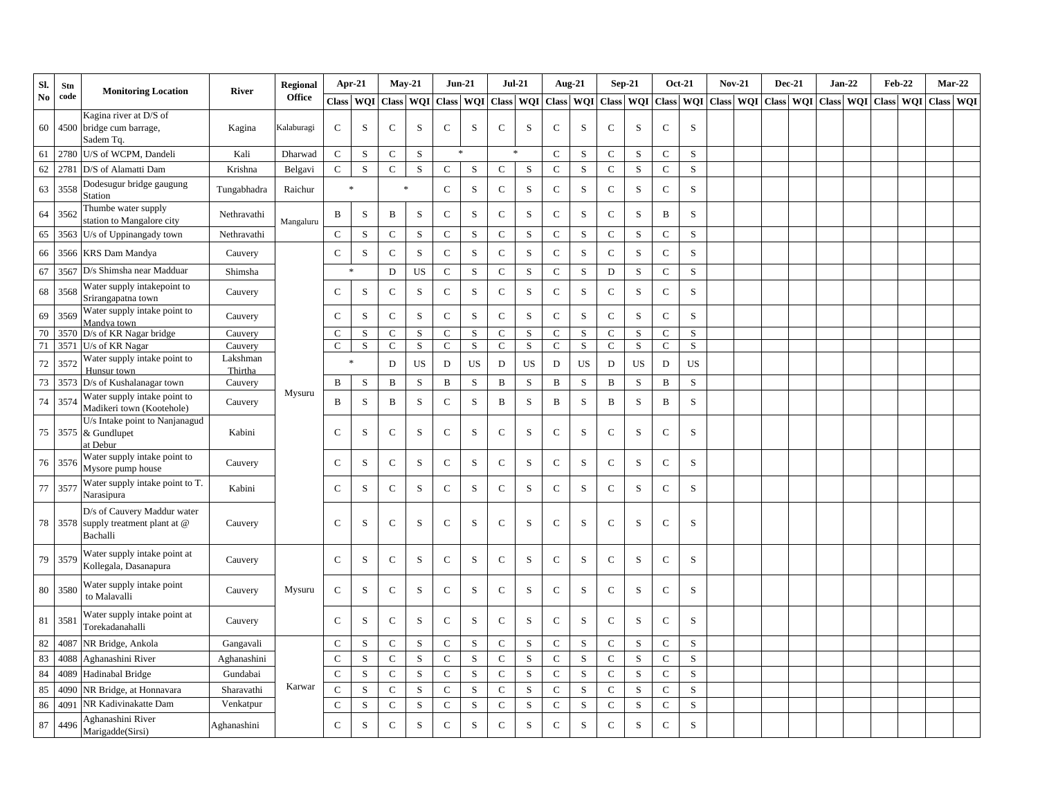| Sl. No | Stn code | Monitoring Location | River | Regional Office | Apr-21 | | May-21 | | Jun-21 | | Jul-21 | | Aug-21 | | Sep-21 | | Oct-21 | | Nov-21 | | Dec-21 | | Jan-22 | | Feb-22 | | Mar-22 | |
|---|---|---|---|---|---|---|---|---|---|---|---|---|---|---|---|---|---|---|---|---|---|---|---|---|---|---|---|---|
| | | | | | Class | WQI | Class | WQI | Class | WQI | Class | WQI | Class | WQI | Class | WQI | Class | WQI | Class | WQI | Class | WQI | Class | WQI | Class | WQI | Class | WQI |
| 60 | 4500 | Kagina river at D/S of bridge cum barrage, Sadem Tq. | Kagina | Kalaburagi | C | S | C | S | C | S | C | S | C | S | C | S | C | S | | | | | | | | | | |
| 61 | 2780 | U/S of WCPM, Dandeli | Kali | Dharwad | C | S | C | S | * | | * | | C | S | C | S | C | S | | | | | | | | | | |
| 62 | 2781 | D/S of Alamatti Dam | Krishna | Belgavi | C | S | C | S | C | S | C | S | C | S | C | S | C | S | | | | | | | | | | |
| 63 | 3558 | Dodesugur bridge gaugung Station | Tungabhadra | Raichur | * | | * | | C | S | C | S | C | S | C | S | C | S | | | | | | | | | | |
| 64 | 3562 | Thumbe water supply station to Mangalore city | Nethravathi | Mangaluru | B | S | B | S | C | S | C | S | C | S | C | S | B | S | | | | | | | | | | |
| 65 | 3563 | U/s of Uppinangady town | Nethravathi | | C | S | C | S | C | S | C | S | C | S | C | S | C | S | | | | | | | | | | |
| 66 | 3566 | KRS Dam Mandya | Cauvery | Mysuru | C | S | C | S | C | S | C | S | C | S | C | S | C | S | | | | | | | | | | |
| 67 | 3567 | D/s Shimsha near Madduar | Shimsha | | * | | D | US | C | S | C | S | C | S | D | S | C | S | | | | | | | | | | |
| 68 | 3568 | Water supply intakepoint to Srirangapatna town | Cauvery | | C | S | C | S | C | S | C | S | C | S | C | S | C | S | | | | | | | | | | |
| 69 | 3569 | Water supply intake point to Mandya town | Cauvery | | C | S | C | S | C | S | C | S | C | S | C | S | C | S | | | | | | | | | | |
| 70 | 3570 | D/s of KR Nagar bridge | Cauvery | | C | S | C | S | C | S | C | S | C | S | C | S | C | S | | | | | | | | | | |
| 71 | 3571 | U/s of KR Nagar | Cauvery | | C | S | C | S | C | S | C | S | C | S | C | S | C | S | | | | | | | | | | |
| 72 | 3572 | Water supply intake point to Hunsur town | Lakshman Thirtha | | * | | D | US | D | US | D | US | D | US | D | US | D | US | | | | | | | | | | |
| 73 | 3573 | D/s of Kushalanagar town | Cauvery | | B | S | B | S | B | S | B | S | B | S | B | S | B | S | | | | | | | | | | |
| 74 | 3574 | Water supply intake point to Madikeri town (Kootehole) | Cauvery | | B | S | B | S | C | S | B | S | B | S | B | S | B | S | | | | | | | | | | |
| 75 | 3575 | U/s Intake point to Nanjanagud & Gundlupet at Debur | Kabini | | C | S | C | S | C | S | C | S | C | S | C | S | C | S | | | | | | | | | | |
| 76 | 3576 | Water supply intake point to Mysore pump house | Cauvery | | C | S | C | S | C | S | C | S | C | S | C | S | C | S | | | | | | | | | | |
| 77 | 3577 | Water supply intake point to T. Narasipura | Kabini | | C | S | C | S | C | S | C | S | C | S | C | S | C | S | | | | | | | | | | |
| 78 | 3578 | D/s of Cauvery Maddur water supply treatment plant at @ Bachalli | Cauvery | | C | S | C | S | C | S | C | S | C | S | C | S | C | S | | | | | | | | | | |
| 79 | 3579 | Water supply intake point at Kollegala, Dasanapura | Cauvery | Mysuru | C | S | C | S | C | S | C | S | C | S | C | S | C | S | | | | | | | | | | |
| 80 | 3580 | Water supply intake point to Malavalli | Cauvery | | C | S | C | S | C | S | C | S | C | S | C | S | C | S | | | | | | | | | | |
| 81 | 3581 | Water supply intake point at Torekadanahalli | Cauvery | | C | S | C | S | C | S | C | S | C | S | C | S | C | S | | | | | | | | | | |
| 82 | 4087 | NR Bridge, Ankola | Gangavali | Karwar | C | S | C | S | C | S | C | S | C | S | C | S | C | S | | | | | | | | | | |
| 83 | 4088 | Aghanashini River | Aghanashini | | C | S | C | S | C | S | C | S | C | S | C | S | C | S | | | | | | | | | | |
| 84 | 4089 | Hadinabal Bridge | Gundabai | | C | S | C | S | C | S | C | S | C | S | C | S | C | S | | | | | | | | | | |
| 85 | 4090 | NR Bridge, at Honnavara | Sharavathi | | C | S | C | S | C | S | C | S | C | S | C | S | C | S | | | | | | | | | | |
| 86 | 4091 | NR Kadivinakatte Dam | Venkatpur | | C | S | C | S | C | S | C | S | C | S | C | S | C | S | | | | | | | | | | |
| 87 | 4496 | Aghanashini River Marigadde(Sirsi) | Aghanashini | | C | S | C | S | C | S | C | S | C | S | C | S | C | S | | | | | | | | | | |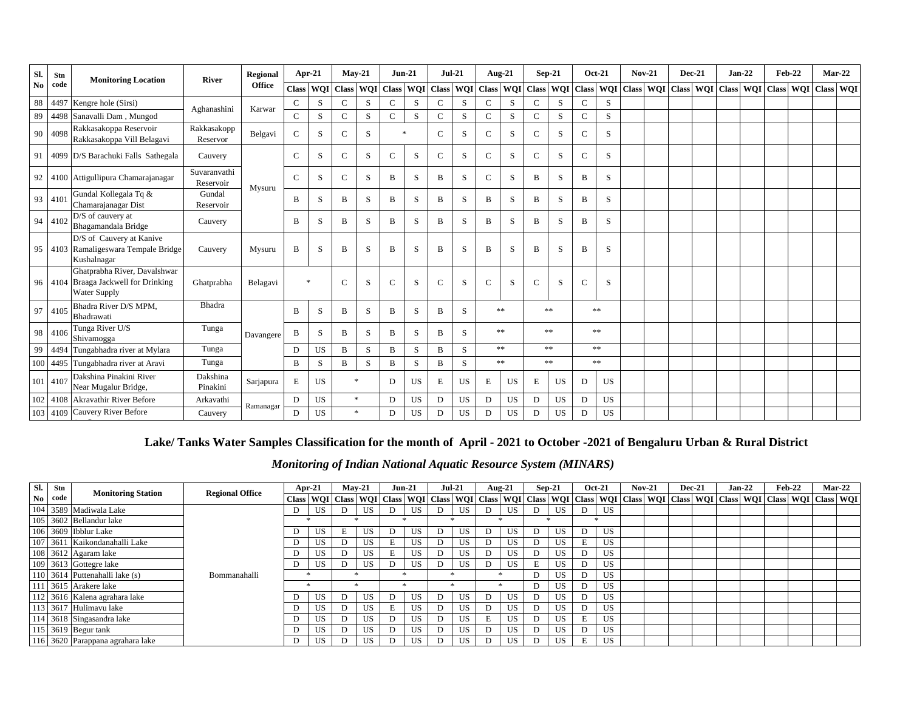| Sl. No | Stn code | Monitoring Location | River | Regional Office | Apr-21 | | May-21 | | Jun-21 | | Jul-21 | | Aug-21 | | Sep-21 | | Oct-21 | | Nov-21 | | Dec-21 | | Jan-22 | | Feb-22 | | Mar-22 | |
|---|---|---|---|---|---|---|---|---|---|---|---|---|---|---|---|---|---|---|---|---|---|---|---|---|---|---|---|---|
| | | | | | Class | WQI | Class | WQI | Class | WQI | Class | WQI | Class | WQI | Class | WQI | Class | WQI | Class | WQI | Class | WQI | Class | WQI | Class | WQI | Class | WQI |
| 88 | 4497 | Kengre hole (Sirsi) | Aghanashini | Karwar | C | S | C | S | C | S | C | S | C | S | C | S | C | S | | | | | | | | | | |
| 89 | 4498 | Sanavalli Dam , Mungod | | | C | S | C | S | C | S | C | S | C | S | C | S | C | S | | | | | | | | | | |
| 90 | 4098 | Rakkasakoppa Reservoir Rakkasakoppa Vill Belagavi | Rakkasakopp Reservor | Belgavi | C | S | C | S | * | | C | S | C | S | C | S | C | S | | | | | | | | | | |
| 91 | 4099 | D/S Barachuki Falls Sathegala | Cauvery | Mysuru | C | S | C | S | C | S | C | S | C | S | C | S | C | S | | | | | | | | | | |
| 92 | 4100 | Attigullipura Chamarajanagar | Suvaranvathi Reservoir | | C | S | C | S | B | S | B | S | C | S | B | S | B | S | | | | | | | | | | |
| 93 | 4101 | Gundal Kollegala Tq & Chamarajanagar Dist | Gundal Reservoir | | B | S | B | S | B | S | B | S | B | S | B | S | B | S | | | | | | | | | | |
| 94 | 4102 | D/S of cauvery at Bhagamandala Bridge | Cauvery | | B | S | B | S | B | S | B | S | B | S | B | S | B | S | | | | | | | | | | |
| 95 | 4103 | D/S of Cauvery at Kanive Ramaligeswara Tempale Bridge Kushalnagar | Cauvery | Mysuru | B | S | B | S | B | S | B | S | B | S | B | S | B | S | | | | | | | | | | |
| 96 | 4104 | Ghatprabha River, Davalshwar Braaga Jackwell for Drinking Water Supply | Ghatprabha | Belagavi | * | | C | S | C | S | C | S | C | S | C | S | C | S | | | | | | | | | | |
| 97 | 4105 | Bhadra River D/S MPM, Bhadrawati | Bhadra | Davangere | B | S | B | S | B | S | B | S | ** | | ** | | ** | | | | | | | | | | | |
| 98 | 4106 | Tunga River U/S Shivamogga | Tunga | | B | S | B | S | B | S | B | S | ** | | ** | | ** | | | | | | | | | | | |
| 99 | 4494 | Tungabhadra river at Mylara | Tunga | | D | US | B | S | B | S | B | S | ** | | ** | | ** | | | | | | | | | | | |
| 100 | 4495 | Tungabhadra river at Aravi | Tunga | | B | S | B | S | B | S | B | S | ** | | ** | | ** | | | | | | | | | | | |
| 101 | 4107 | Dakshina Pinakini River Near Mugalur Bridge, | Dakshina Pinakini | Sarjapura | E | US | * | | D | US | E | US | E | US | E | US | D | US | | | | | | | | | | |
| 102 | 4108 | Akravathir River Before | Arkavathi | Ramanagar | D | US | * | | D | US | D | US | D | US | D | US | D | US | | | | | | | | | | |
| 103 | 4109 | Cauvery River Before | Cauvery | | D | US | * | | D | US | D | US | D | US | D | US | D | US | | | | | | | | | | |

## Lake/ Tanks Water Samples Classification for the month of April - 2021 to October -2021 of Bengaluru Urban & Rural District

### *Monitoring of Indian National Aquatic Resource System (MINARS)*

| Sl. No | Stn code | Monitoring Station | Regional Office | Apr-21 | | May-21 | | Jun-21 | | Jul-21 | | Aug-21 | | Sep-21 | | Oct-21 | | Nov-21 | | Dec-21 | | Jan-22 | | Feb-22 | | Mar-22 | |
|---|---|---|---|---|---|---|---|---|---|---|---|---|---|---|---|---|---|---|---|---|---|---|---|---|---|---|---|
| | | | | Class | WQI | Class | WQI | Class | WQI | Class | WQI | Class | WQI | Class | WQI | Class | WQI | Class | WQI | Class | WQI | Class | WQI | Class | WQI | Class | WQI |
| 104 | 3589 | Madiwala Lake | Bommanahalli | D | US | D | US | D | US | D | US | D | US | D | US | D | US | | | | | | | | | | |
| 105 | 3602 | Bellandur lake | | * | | * | | * | | * | | * | | * | | * | | | | | | | | | | | |
| 106 | 3609 | Ibblur Lake | | D | US | E | US | D | US | D | US | D | US | D | US | D | US | | | | | | | | | | |
| 107 | 3611 | Kaikondanahalli Lake | | D | US | D | US | E | US | D | US | D | US | D | US | E | US | | | | | | | | | | |
| 108 | 3612 | Agaram lake | | D | US | D | US | E | US | D | US | D | US | D | US | D | US | | | | | | | | | | |
| 109 | 3613 | Gottegre lake | | D | US | D | US | D | US | D | US | D | US | E | US | D | US | | | | | | | | | | |
| 110 | 3614 | Puttenahalli lake (s) | | * | | * | | * | | * | | * | | D | US | D | US | | | | | | | | | | |
| 111 | 3615 | Arakere lake | | * | | * | | * | | * | | * | | D | US | D | US | | | | | | | | | | |
| 112 | 3616 | Kalena agrahara lake | | D | US | D | US | D | US | D | US | D | US | D | US | D | US | | | | | | | | | | |
| 113 | 3617 | Hulimavu lake | | D | US | D | US | E | US | D | US | D | US | D | US | D | US | | | | | | | | | | |
| 114 | 3618 | Singasandra lake | | D | US | D | US | D | US | D | US | E | US | D | US | E | US | | | | | | | | | | |
| 115 | 3619 | Begur tank | | D | US | D | US | D | US | D | US | D | US | D | US | D | US | | | | | | | | | | |
| 116 | 3620 | Parappana agrahara lake | | D | US | D | US | D | US | D | US | D | US | D | US | E | US | | | | | | | | | | |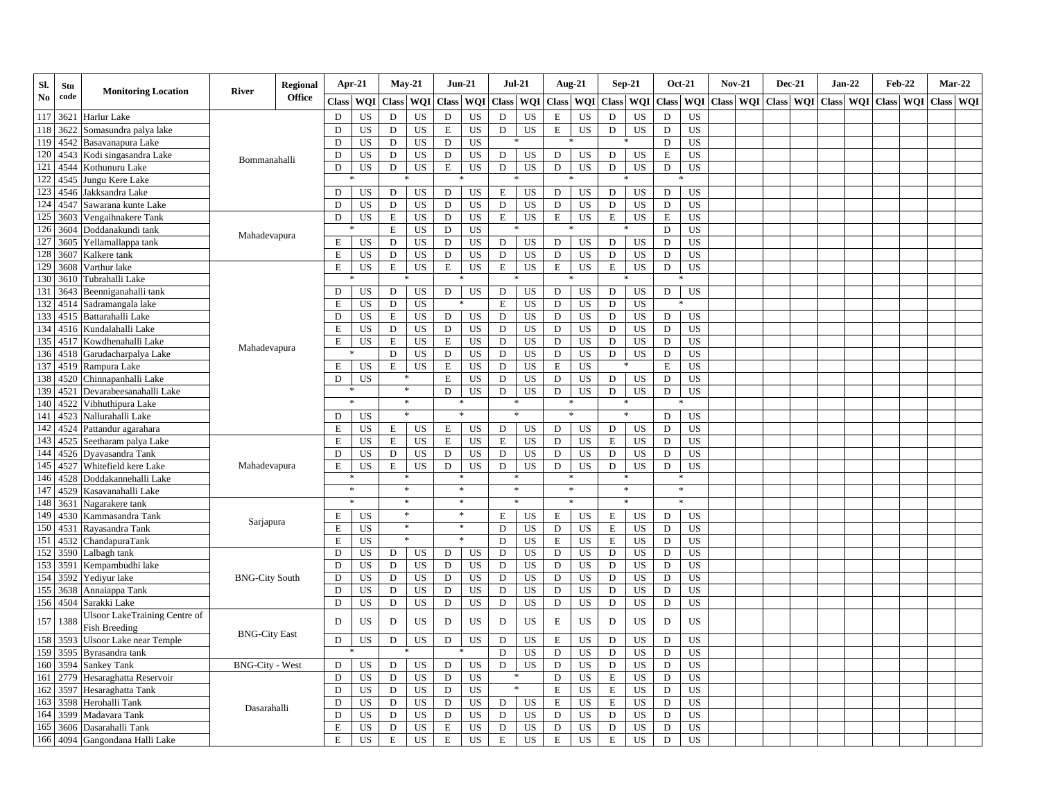| Sl. No | Stn code | Monitoring Location | River | Regional Office | Apr-21 | | May-21 | | Jun-21 | | Jul-21 | | Aug-21 | | Sep-21 | | Oct-21 | | Nov-21 | | Dec-21 | | Jan-22 | | Feb-22 | | Mar-22 | |
|---|---|---|---|---|---|---|---|---|---|---|---|---|---|---|---|---|---|---|---|---|---|---|---|---|---|---|---|---|
| | | | | | Class | WQI | Class | WQI | Class | WQI | Class | WQI | Class | WQI | Class | WQI | Class | WQI | Class | WQI | Class | WQI | Class | WQI | Class | WQI | Class | WQI |
| 117 | 3621 | Harlur Lake | Bommanahalli | | D | US | D | US | D | US | D | US | E | US | D | US | D | US | | | | | | | | | | |
| 118 | 3622 | Somasundra palya lake | | | D | US | D | US | E | US | D | US | E | US | D | US | D | US | | | | | | | | | | |
| 119 | 4542 | Basavanapura Lake | | | D | US | D | US | D | US | * | | * | | * | | D | US | | | | | | | | | | |
| 120 | 4543 | Kodi singasandra Lake | | | D | US | D | US | D | US | D | US | D | US | D | US | E | US | | | | | | | | | | |
| 121 | 4544 | Kothunuru Lake | | | D | US | D | US | E | US | D | US | D | US | D | US | D | US | | | | | | | | | | |
| 122 | 4545 | Jungu Kere Lake | | | * | | * | | * | | * | | * | | * | | * | | | | | | | | | | | |
| 123 | 4546 | Jakksandra Lake | | | D | US | D | US | D | US | E | US | D | US | D | US | D | US | | | | | | | | | | |
| 124 | 4547 | Sawarana kunte Lake | | | D | US | D | US | D | US | D | US | D | US | D | US | D | US | | | | | | | | | | |
| 125 | 3603 | Vengaihnakere Tank | Mahadevapura | | D | US | E | US | D | US | E | US | E | US | E | US | E | US | | | | | | | | | | |
| 126 | 3604 | Doddanakundi tank | | | * | | E | US | D | US | * | | * | | * | | D | US | | | | | | | | | | |
| 127 | 3605 | Yellamallappa tank | | | E | US | D | US | D | US | D | US | D | US | D | US | D | US | | | | | | | | | | |
| 128 | 3607 | Kalkere tank | | | E | US | D | US | D | US | D | US | D | US | D | US | D | US | | | | | | | | | | |
| 129 | 3608 | Varthur lake | Mahadevapura | | E | US | E | US | E | US | E | US | E | US | E | US | D | US | | | | | | | | | | |
| 130 | 3610 | Tubrahalli Lake | | | * | | * | | * | | * | | * | | * | | * | | | | | | | | | | | |
| 131 | 3643 | Beenniganahalli tank | | | D | US | D | US | D | US | D | US | D | US | D | US | D | US | | | | | | | | | | |
| 132 | 4514 | Sadramangala lake | | | E | US | D | US | * | | E | US | D | US | D | US | * | | | | | | | | | | | |
| 133 | 4515 | Battarahalli Lake | | | D | US | E | US | D | US | D | US | D | US | D | US | D | US | | | | | | | | | | |
| 134 | 4516 | Kundalahalli Lake | | | E | US | D | US | D | US | D | US | D | US | D | US | D | US | | | | | | | | | | |
| 135 | 4517 | Kowdhenahalli Lake | | | E | US | E | US | E | US | D | US | D | US | D | US | D | US | | | | | | | | | | |
| 136 | 4518 | Garudacharpalya Lake | | | * | | D | US | D | US | D | US | D | US | D | US | D | US | | | | | | | | | | |
| 137 | 4519 | Rampura Lake | | | E | US | E | US | E | US | D | US | E | US | * | | E | US | | | | | | | | | | |
| 138 | 4520 | Chinnapanhalli Lake | | | D | US | * | | E | US | D | US | D | US | D | US | D | US | | | | | | | | | | |
| 139 | 4521 | Devarabeesanahalli Lake | | | * | | * | | D | US | D | US | D | US | D | US | D | US | | | | | | | | | | |
| 140 | 4522 | Vibhuthipura Lake | | | * | | * | | * | | * | | * | | * | | * | | | | | | | | | | | |
| 141 | 4523 | Nallurahalli Lake | | | D | US | * | | * | | * | | * | | * | | D | US | | | | | | | | | | |
| 142 | 4524 | Pattandur agarahara | | | E | US | E | US | E | US | D | US | D | US | D | US | D | US | | | | | | | | | | |
| 143 | 4525 | Seetharam palya Lake | Mahadevapura | | E | US | E | US | E | US | E | US | D | US | E | US | D | US | | | | | | | | | | |
| 144 | 4526 | Dyavasandra Tank | | | D | US | D | US | D | US | D | US | D | US | D | US | D | US | | | | | | | | | | |
| 145 | 4527 | Whitefield kere Lake | | | E | US | E | US | D | US | D | US | D | US | D | US | D | US | | | | | | | | | | |
| 146 | 4528 | Doddakannehalli Lake | | | * | | * | | * | | * | | * | | * | | * | | | | | | | | | | | |
| 147 | 4529 | Kasavanahalli Lake | | | * | | * | | * | | * | | * | | * | | * | | | | | | | | | | | |
| 148 | 3631 | Nagarakere tank | Sarjapura | | * | | * | | * | | * | | * | | * | | * | | | | | | | | | | | |
| 149 | 4530 | Kammasandra Tank | | | E | US | * | | * | | E | US | E | US | E | US | D | US | | | | | | | | | | |
| 150 | 4531 | Rayasandra Tank | | | E | US | * | | * | | D | US | D | US | E | US | D | US | | | | | | | | | | |
| 151 | 4532 | ChandapuraTank | | | E | US | * | | * | | D | US | E | US | E | US | D | US | | | | | | | | | | |
| 152 | 3590 | Lalbagh tank | BNG-City South | | D | US | D | US | D | US | D | US | D | US | D | US | D | US | | | | | | | | | | |
| 153 | 3591 | Kempambudhi lake | | | D | US | D | US | D | US | D | US | D | US | D | US | D | US | | | | | | | | | | |
| 154 | 3592 | Yediyur lake | | | D | US | D | US | D | US | D | US | D | US | D | US | D | US | | | | | | | | | | |
| 155 | 3638 | Annaiappa Tank | | | D | US | D | US | D | US | D | US | D | US | D | US | D | US | | | | | | | | | | |
| 156 | 4504 | Sarakki Lake | | | D | US | D | US | D | US | D | US | D | US | D | US | D | US | | | | | | | | | | |
| 157 | 1388 | Ulsoor LakeTraining Centre of Fish Breeding | BNG-City East | | D | US | D | US | D | US | D | US | E | US | D | US | D | US | | | | | | | | | | |
| 158 | 3593 | Ulsoor Lake near Temple | | | D | US | D | US | D | US | D | US | E | US | D | US | D | US | | | | | | | | | | |
| 159 | 3595 | Byrasandra tank | | | * | | * | | * | | D | US | D | US | D | US | D | US | | | | | | | | | | |
| 160 | 3594 | Sankey Tank | BNG-City - West | | D | US | D | US | D | US | D | US | D | US | D | US | D | US | | | | | | | | | | |
| 161 | 2779 | Hesaraghatta Reservoir | Dasarahalli | | D | US | D | US | D | US | * | | D | US | E | US | D | US | | | | | | | | | | |
| 162 | 3597 | Hesaraghatta Tank | | | D | US | D | US | D | US | * | | E | US | E | US | D | US | | | | | | | | | | |
| 163 | 3598 | Herohalli Tank | | | D | US | D | US | D | US | D | US | E | US | E | US | D | US | | | | | | | | | | |
| 164 | 3599 | Madavara Tank | | | D | US | D | US | D | US | D | US | D | US | D | US | D | US | | | | | | | | | | |
| 165 | 3606 | Dasarahalli Tank | | | E | US | D | US | E | US | D | US | D | US | D | US | D | US | | | | | | | | | | |
| 166 | 4094 | Gangondana Halli Lake | | | E | US | E | US | E | US | E | US | E | US | E | US | D | US | | | | | | | | | | |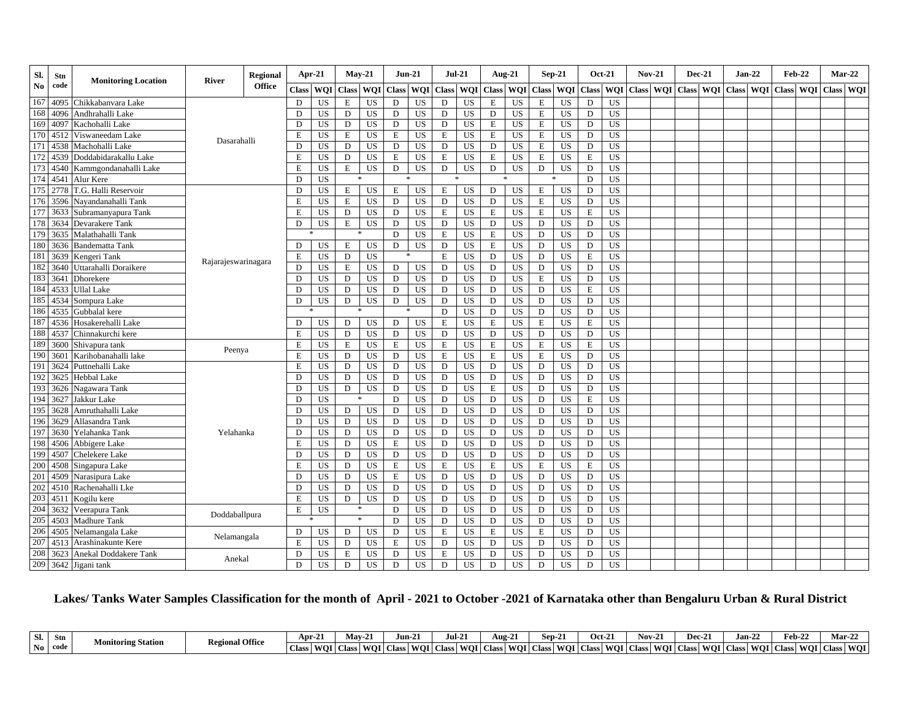| Sl. No | Stn code | Monitoring Location | River | Regional Office | Apr-21 | | May-21 | | Jun-21 | | Jul-21 | | Aug-21 | | Sep-21 | | Oct-21 | | Nov-21 | | Dec-21 | | Jan-22 | | Feb-22 | | Mar-22 | |
|---|---|---|---|---|---|---|---|---|---|---|---|---|---|---|---|---|---|---|---|---|---|---|---|---|---|---|---|---|
| | | | | | Class | WQI | Class | WQI | Class | WQI | Class | WQI | Class | WQI | Class | WQI | Class | WQI | Class | WQI | Class | WQI | Class | WQI | Class | WQI | Class | WQI |
| 167 | 4095 | Chikkabanvara Lake | Dasarahalli | | D | US | E | US | D | US | D | US | E | US | E | US | D | US | | | | | | | | | | |
| 168 | 4096 | Andhrahalli Lake | | | D | US | D | US | D | US | D | US | D | US | E | US | D | US | | | | | | | | | | |
| 169 | 4097 | Kachohalli Lake | | | D | US | D | US | D | US | D | US | E | US | E | US | D | US | | | | | | | | | | |
| 170 | 4512 | Viswaneedam Lake | | | E | US | E | US | E | US | E | US | E | US | E | US | D | US | | | | | | | | | | |
| 171 | 4538 | Machohalli Lake | | | D | US | D | US | D | US | D | US | D | US | E | US | D | US | | | | | | | | | | |
| 172 | 4539 | Doddabidarakallu Lake | | | E | US | D | US | E | US | E | US | E | US | E | US | E | US | | | | | | | | | | |
| 173 | 4540 | Kammgondanahalli Lake | | | E | US | E | US | D | US | D | US | D | US | D | US | D | US | | | | | | | | | | |
| 174 | 4541 | Alur Kere | | | D | US | * | | * | | * | | * | | * | | D | US | | | | | | | | | | |
| 175 | 2778 | T.G. Halli Reservoir | Rajarajeswarinagara | | D | US | E | US | E | US | E | US | D | US | E | US | D | US | | | | | | | | | | |
| 176 | 3596 | Nayandanahalli Tank | | | E | US | E | US | D | US | D | US | D | US | E | US | D | US | | | | | | | | | | |
| 177 | 3633 | Subramanyapura Tank | | | E | US | D | US | D | US | E | US | E | US | E | US | E | US | | | | | | | | | | |
| 178 | 3634 | Devarakere Tank | | | D | US | E | US | D | US | D | US | D | US | D | US | D | US | | | | | | | | | | |
| 179 | 3635 | Malathahalli Tank | | | * | | * | | D | US | E | US | E | US | D | US | D | US | | | | | | | | | | |
| 180 | 3636 | Bandematta Tank | | | D | US | E | US | D | US | D | US | E | US | D | US | D | US | | | | | | | | | | |
| 181 | 3639 | Kengeri Tank | | | E | US | D | US | * | | E | US | D | US | D | US | E | US | | | | | | | | | | |
| 182 | 3640 | Uttarahalli Doraikere | | | D | US | E | US | D | US | D | US | D | US | D | US | D | US | | | | | | | | | | |
| 183 | 3641 | Dhorekere | | | D | US | D | US | D | US | D | US | D | US | E | US | D | US | | | | | | | | | | |
| 184 | 4533 | Ullal Lake | | | D | US | D | US | D | US | D | US | D | US | D | US | E | US | | | | | | | | | | |
| 185 | 4534 | Sompura Lake | | | D | US | D | US | D | US | D | US | D | US | D | US | D | US | | | | | | | | | | |
| 186 | 4535 | Gubbalal kere | | | * | | * | | * | | D | US | D | US | D | US | D | US | | | | | | | | | | |
| 187 | 4536 | Hosakerehalli Lake | | | D | US | D | US | D | US | E | US | E | US | E | US | E | US | | | | | | | | | | |
| 188 | 4537 | Chinnakurchi kere | | | E | US | D | US | D | US | D | US | D | US | D | US | D | US | | | | | | | | | | |
| 189 | 3600 | Shivapura tank | Peenya | | E | US | E | US | E | US | E | US | E | US | E | US | E | US | | | | | | | | | | |
| 190 | 3601 | Karihobanahalli lake | | | E | US | D | US | D | US | E | US | E | US | E | US | D | US | | | | | | | | | | |
| 191 | 3624 | Puttnehalli Lake | Yelahanka | | E | US | D | US | D | US | D | US | D | US | D | US | D | US | | | | | | | | | | |
| 192 | 3625 | Hebbal Lake | | | D | US | D | US | D | US | D | US | D | US | D | US | D | US | | | | | | | | | | |
| 193 | 3626 | Nagawara Tank | | | D | US | D | US | D | US | D | US | E | US | D | US | D | US | | | | | | | | | | |
| 194 | 3627 | Jakkur Lake | | | D | US | * | | D | US | D | US | D | US | D | US | E | US | | | | | | | | | | |
| 195 | 3628 | Amruthahalli Lake | | | D | US | D | US | D | US | D | US | D | US | D | US | D | US | | | | | | | | | | |
| 196 | 3629 | Allasandra Tank | | | D | US | D | US | D | US | D | US | D | US | D | US | D | US | | | | | | | | | | |
| 197 | 3630 | Yelahanka Tank | | | D | US | D | US | D | US | D | US | D | US | D | US | D | US | | | | | | | | | | |
| 198 | 4506 | Abbigere Lake | | | E | US | D | US | E | US | D | US | D | US | D | US | D | US | | | | | | | | | | |
| 199 | 4507 | Chelekere Lake | | | D | US | D | US | D | US | D | US | D | US | D | US | D | US | | | | | | | | | | |
| 200 | 4508 | Singapura Lake | | | E | US | D | US | E | US | E | US | E | US | E | US | E | US | | | | | | | | | | |
| 201 | 4509 | Narasipura Lake | | | D | US | D | US | E | US | D | US | D | US | D | US | D | US | | | | | | | | | | |
| 202 | 4510 | Rachenahalli Lke | | | D | US | D | US | D | US | D | US | D | US | D | US | D | US | | | | | | | | | | |
| 203 | 4511 | Kogilu kere | | | E | US | D | US | D | US | D | US | D | US | D | US | D | US | | | | | | | | | | |
| 204 | 3632 | Veerapura Tank | Doddaballpura | | E | US | * | | D | US | D | US | D | US | D | US | D | US | | | | | | | | | | |
| 205 | 4503 | Madhure Tank | | | * | | * | | D | US | D | US | D | US | D | US | D | US | | | | | | | | | | |
| 206 | 4505 | Nelamangala Lake | Nelamangala | | D | US | D | US | D | US | E | US | E | US | E | US | D | US | | | | | | | | | | |
| 207 | 4513 | Arashinakunte Kere | | | E | US | D | US | E | US | D | US | D | US | D | US | D | US | | | | | | | | | | |
| 208 | 3623 | Anekal Doddakere Tank | Anekal | | D | US | E | US | D | US | E | US | D | US | D | US | D | US | | | | | | | | | | |
| 209 | 3642 | Jigani tank | | | D | US | D | US | D | US | D | US | D | US | D | US | D | US | | | | | | | | | | |

## Lakes/ Tanks Water Samples Classification for the month of April - 2021 to October -2021 of Karnataka other than Bengaluru Urban & Rural District

| Sl. No | Stn code | Monitoring Station | Regional Office | Apr-21 | | May-21 | | Jun-21 | | Jul-21 | | Aug-21 | | Sep-21 | | Oct-21 | | Nov-21 | | Dec-21 | | Jan-22 | | Feb-22 | | Mar-22 | |
|---|---|---|---|---|---|---|---|---|---|---|---|---|---|---|---|---|---|---|---|---|---|---|---|---|---|---|---|
| | | | | Class | WQI | Class | WQI | Class | WQI | Class | WQI | Class | WQI | Class | WQI | Class | WQI | Class | WQI | Class | WQI | Class | WQI | Class | WQI | Class | WQI |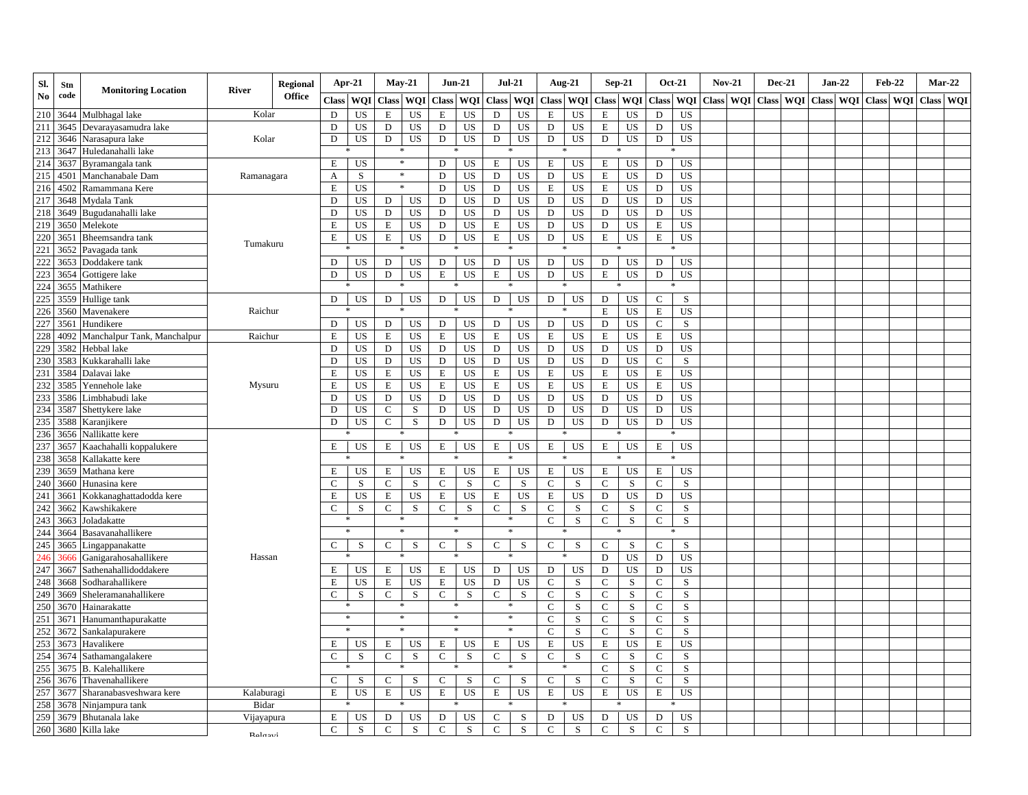| Sl. No | Stn code | Monitoring Location | River | Regional Office | Apr-21 | | May-21 | | Jun-21 | | Jul-21 | | Aug-21 | | Sep-21 | | Oct-21 | | Nov-21 | | Dec-21 | | Jan-22 | | Feb-22 | | Mar-22 | |
|---|---|---|---|---|---|---|---|---|---|---|---|---|---|---|---|---|---|---|---|---|---|---|---|---|---|---|---|---|
| | | | | | Class | WQI | Class | WQI | Class | WQI | Class | WQI | Class | WQI | Class | WQI | Class | WQI | Class | WQI | Class | WQI | Class | WQI | Class | WQI | Class | WQI |
| 210 | 3644 | Mulbhagal lake | Kolar | | D | US | E | US | E | US | D | US | E | US | E | US | D | US | | | | | | | | | | |
| 211 | 3645 | Devarayasamudra lake | Kolar | | D | US | D | US | D | US | D | US | D | US | E | US | D | US | | | | | | | | | | |
| 212 | 3646 | Narasapura lake | Kolar | | D | US | D | US | D | US | D | US | D | US | D | US | D | US | | | | | | | | | | |
| 213 | 3647 | Huledanahalli lake | Kolar | | * | | * | | * | | * | | * | | * | | * | | | | | | | | | | | |
| 214 | 3637 | Byramangala tank | Ramanagara | | E | US | * | | D | US | E | US | E | US | E | US | D | US | | | | | | | | | | |
| 215 | 4501 | Manchanabale Dam | Ramanagara | | A | S | * | | D | US | D | US | D | US | E | US | D | US | | | | | | | | | | |
| 216 | 4502 | Ramammana Kere | Ramanagara | | E | US | * | | D | US | D | US | E | US | E | US | D | US | | | | | | | | | | |
| 217 | 3648 | Mydala Tank | Tumakuru | | D | US | D | US | D | US | D | US | D | US | D | US | D | US | | | | | | | | | | |
| 218 | 3649 | Bugudanahalli lake | Tumakuru | | D | US | D | US | D | US | D | US | D | US | D | US | D | US | | | | | | | | | | |
| 219 | 3650 | Melekote | Tumakuru | | E | US | E | US | D | US | E | US | D | US | D | US | E | US | | | | | | | | | | |
| 220 | 3651 | Bheemsandra tank | Tumakuru | | E | US | E | US | D | US | E | US | D | US | E | US | E | US | | | | | | | | | | |
| 221 | 3652 | Pavagada tank | Tumakuru | | * | | * | | * | | * | | * | | * | | * | | | | | | | | | | | |
| 222 | 3653 | Doddakere tank | Tumakuru | | D | US | D | US | D | US | D | US | D | US | D | US | D | US | | | | | | | | | | |
| 223 | 3654 | Gottigere lake | Tumakuru | | D | US | D | US | E | US | E | US | D | US | E | US | D | US | | | | | | | | | | |
| 224 | 3655 | Mathikere | Tumakuru | | * | | * | | * | | * | | * | | * | | * | | | | | | | | | | | |
| 225 | 3559 | Hullige tank | Raichur | | D | US | D | US | D | US | D | US | D | US | D | US | C | S | | | | | | | | | | |
| 226 | 3560 | Mavenakere | Raichur | | * | | * | | * | | * | | * | | E | US | E | US | | | | | | | | | | |
| 227 | 3561 | Hundikere | Raichur | | D | US | D | US | D | US | D | US | D | US | D | US | C | S | | | | | | | | | | |
| 228 | 4092 | Manchalpur Tank, Manchalpur | Raichur | | E | US | E | US | E | US | E | US | E | US | E | US | E | US | | | | | | | | | | |
| 229 | 3582 | Hebbal lake | Mysuru | | D | US | D | US | D | US | D | US | D | US | D | US | D | US | | | | | | | | | | |
| 230 | 3583 | Kukkarahalli lake | Mysuru | | D | US | D | US | D | US | D | US | D | US | D | US | C | S | | | | | | | | | | |
| 231 | 3584 | Dalavai lake | Mysuru | | E | US | E | US | E | US | E | US | E | US | E | US | E | US | | | | | | | | | | |
| 232 | 3585 | Yennehole lake | Mysuru | | E | US | E | US | E | US | E | US | E | US | E | US | E | US | | | | | | | | | | |
| 233 | 3586 | Limbhabudi lake | Mysuru | | D | US | D | US | D | US | D | US | D | US | D | US | D | US | | | | | | | | | | |
| 234 | 3587 | Shettykere lake | Mysuru | | D | US | C | S | D | US | D | US | D | US | D | US | D | US | | | | | | | | | | |
| 235 | 3588 | Karanjikere | Mysuru | | D | US | C | S | D | US | D | US | D | US | D | US | D | US | | | | | | | | | | |
| 236 | 3656 | Nallikatte kere | Hassan | | * | | * | | * | | * | | * | | * | | * | | | | | | | | | | | |
| 237 | 3657 | Kaachahalli koppalukere | Hassan | | E | US | E | US | E | US | E | US | E | US | E | US | E | US | | | | | | | | | | |
| 238 | 3658 | Kallakatte kere | Hassan | | * | | * | | * | | * | | * | | * | | * | | | | | | | | | | | |
| 239 | 3659 | Mathana kere | Hassan | | E | US | E | US | E | US | E | US | E | US | E | US | E | US | | | | | | | | | | |
| 240 | 3660 | Hunasina kere | Hassan | | C | S | C | S | C | S | C | S | C | S | C | S | C | S | | | | | | | | | | |
| 241 | 3661 | Kokkanaghattadodda kere | Hassan | | E | US | E | US | E | US | E | US | E | US | D | US | D | US | | | | | | | | | | |
| 242 | 3662 | Kawshikakere | Hassan | | C | S | C | S | C | S | C | S | C | S | C | S | C | S | | | | | | | | | | |
| 243 | 3663 | Joladakatte | Hassan | | * | | * | | * | | * | | C | S | C | S | C | S | | | | | | | | | | |
| 244 | 3664 | Basavanahallikere | Hassan | | * | | * | | * | | * | | * | | * | | * | | | | | | | | | | | |
| 245 | 3665 | Lingappanakatte | Hassan | | C | S | C | S | C | S | C | S | C | S | C | S | C | S | | | | | | | | | | |
| 246 | 3666 | Ganigarahosahallikere | Hassan | | * | | * | | * | | * | | * | | D | US | D | US | | | | | | | | | | |
| 247 | 3667 | Sathenahallidoddakere | Hassan | | E | US | E | US | E | US | D | US | D | US | D | US | D | US | | | | | | | | | | |
| 248 | 3668 | Sodharahallikere | Hassan | | E | US | E | US | E | US | D | US | C | S | C | S | C | S | | | | | | | | | | |
| 249 | 3669 | Sheleramanahallikere | Hassan | | C | S | C | S | C | S | C | S | C | S | C | S | C | S | | | | | | | | | | |
| 250 | 3670 | Hainarakatte | Hassan | | * | | * | | * | | * | | C | S | C | S | C | S | | | | | | | | | | |
| 251 | 3671 | Hanumanthapurakatte | Hassan | | * | | * | | * | | * | | C | S | C | S | C | S | | | | | | | | | | |
| 252 | 3672 | Sankalapurakere | Hassan | | * | | * | | * | | * | | C | S | C | S | C | S | | | | | | | | | | |
| 253 | 3673 | Havalikere | Hassan | | E | US | E | US | E | US | E | US | E | US | E | US | E | US | | | | | | | | | | |
| 254 | 3674 | Sathamangalakere | Hassan | | C | S | C | S | C | S | C | S | C | S | C | S | C | S | | | | | | | | | | |
| 255 | 3675 | B. Kalehallikere | Hassan | | * | | * | | * | | * | | * | | C | S | C | S | | | | | | | | | | |
| 256 | 3676 | Thavenahallikere | Hassan | | C | S | C | S | C | S | C | S | C | S | C | S | C | S | | | | | | | | | | |
| 257 | 3677 | Sharanabasveshwara kere | Kalaburagi | | E | US | E | US | E | US | E | US | E | US | E | US | E | US | | | | | | | | | | |
| 258 | 3678 | Ninjampura tank | Bidar | | * | | * | | * | | * | | * | | * | | * | | | | | | | | | | | |
| 259 | 3679 | Bhutanala lake | Vijayapura | | E | US | D | US | D | US | C | S | D | US | D | US | D | US | | | | | | | | | | |
| 260 | 3680 | Killa lake | Belagavi | | C | S | C | S | C | S | C | S | C | S | C | S | C | S | | | | | | | | | | |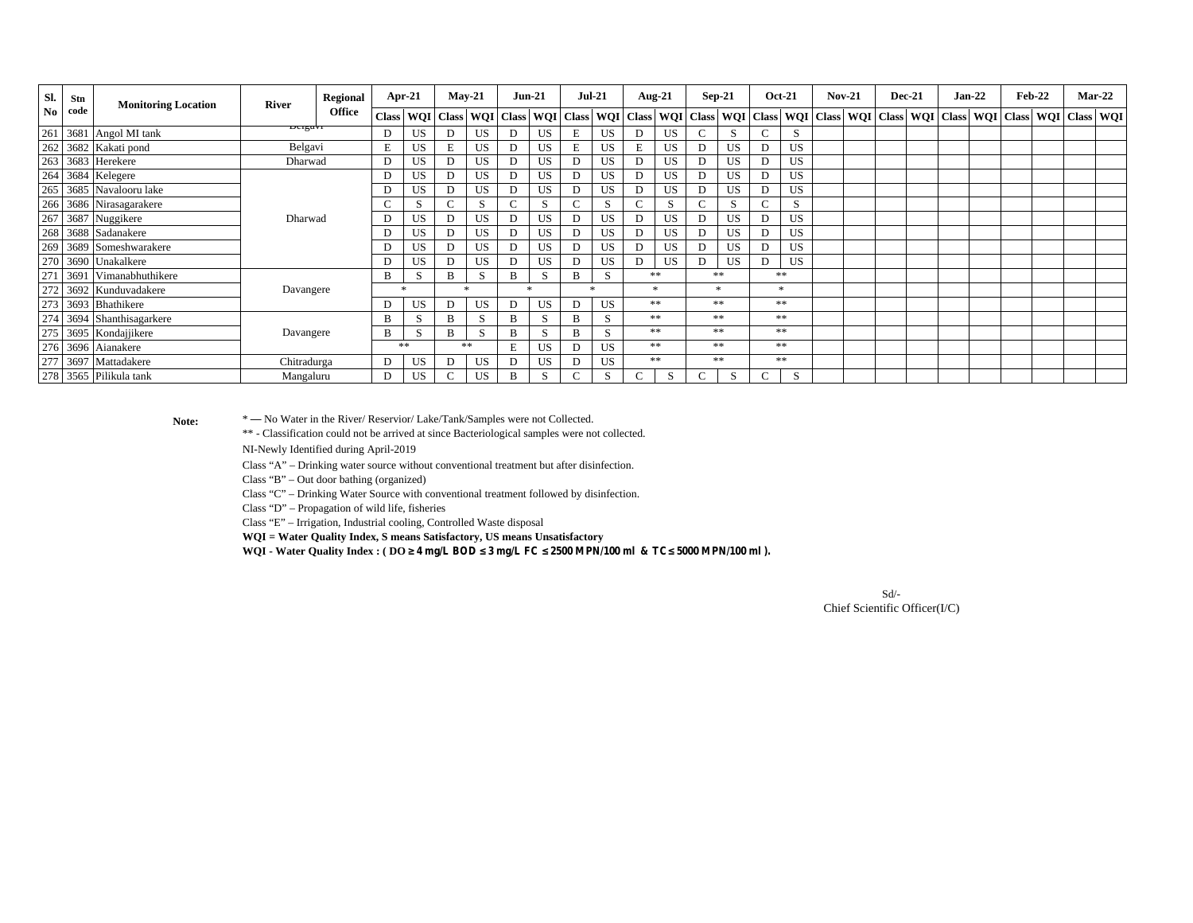| Sl. No | Stn code | Monitoring Location | River | Regional Office | Apr-21 | | May-21 | | Jun-21 | | Jul-21 | | Aug-21 | | Sep-21 | | Oct-21 | | Nov-21 | | Dec-21 | | Jan-22 | | Feb-22 | | Mar-22 | |
|---|---|---|---|---|---|---|---|---|---|---|---|---|---|---|---|---|---|---|---|---|---|---|---|---|---|---|---|---|
| | | | | | Class | WQI | Class | WQI | Class | WQI | Class | WQI | Class | WQI | Class | WQI | Class | WQI | Class | WQI | Class | WQI | Class | WQI | Class | WQI | Class | WQI |
| 261 | 3681 | Angol MI tank | | Belgavi | D | US | D | US | D | US | E | US | D | US | C | S | C | S | | | | | | | | | | |
| 262 | 3682 | Kakati pond | | Belgavi | E | US | E | US | D | US | E | US | E | US | D | US | D | US | | | | | | | | | | |
| 263 | 3683 | Herekere | | Dharwad | D | US | D | US | D | US | D | US | D | US | D | US | D | US | | | | | | | | | | |
| 264 | 3684 | Kelegere | | Dharwad | D | US | D | US | D | US | D | US | D | US | D | US | D | US | | | | | | | | | | |
| 265 | 3685 | Navalooru lake | | Dharwad | D | US | D | US | D | US | D | US | D | US | D | US | D | US | | | | | | | | | | |
| 266 | 3686 | Nirasagarakere | | Dharwad | C | S | C | S | C | S | C | S | C | S | C | S | C | S | | | | | | | | | | |
| 267 | 3687 | Nuggikere | | Dharwad | D | US | D | US | D | US | D | US | D | US | D | US | D | US | | | | | | | | | | |
| 268 | 3688 | Sadanakere | | Dharwad | D | US | D | US | D | US | D | US | D | US | D | US | D | US | | | | | | | | | | |
| 269 | 3689 | Someshwarakere | | Dharwad | D | US | D | US | D | US | D | US | D | US | D | US | D | US | | | | | | | | | | |
| 270 | 3690 | Unakalkere | | Dharwad | D | US | D | US | D | US | D | US | D | US | D | US | D | US | | | | | | | | | | |
| 271 | 3691 | Vimanabhuthikere | | Davangere | B | S | B | S | B | S | B | S | ** | | ** | | ** | | | | | | | | | | | |
| 272 | 3692 | Kunduvadakere | | Davangere | * | | * | | * | | * | | * | | * | | * | | | | | | | | | | | |
| 273 | 3693 | Bhathikere | | Davangere | D | US | D | US | D | US | D | US | ** | | ** | | ** | | | | | | | | | | | |
| 274 | 3694 | Shanthisagarkere | | Davangere | B | S | B | S | B | S | B | S | ** | | ** | | ** | | | | | | | | | | | |
| 275 | 3695 | Kondajjikere | | Davangere | B | S | B | S | B | S | B | S | ** | | ** | | ** | | | | | | | | | | | |
| 276 | 3696 | Aianakere | | Davangere | ** | | ** | | E | US | D | US | ** | | ** | | ** | | | | | | | | | | | |
| 277 | 3697 | Mattadakere | | Chitradurga | D | US | D | US | D | US | D | US | ** | | ** | | ** | | | | | | | | | | | |
| 278 | 3565 | Pilikula tank | | Mangaluru | D | US | C | US | B | S | C | S | C | S | C | S | C | S | | | | | | | | | | |

**Note:**

* — No Water in the River/ Reservior/ Lake/Tank/Samples were not Collected.

** - Classification could not be arrived at since Bacteriological samples were not collected.

NI-Newly Identified during April-2019

Class "A" – Drinking water source without conventional treatment but after disinfection.

Class "B" – Out door bathing (organized)

Class "C" – Drinking Water Source with conventional treatment followed by disinfection.

Class "D" – Propagation of wild life, fisheries

Class "E" – Irrigation, Industrial cooling, Controlled Waste disposal

**WQI = Water Quality Index, S means Satisfactory, US means Unsatisfactory**

**WQI - Water Quality Index : ( DO ≥ 4 mg/L BOD ≤ 3 mg/L FC ≤ 2500 MPN/100 ml & TC ≤ 5000 MPN/100 ml ).**

Sd/-
Chief Scientific Officer(I/C)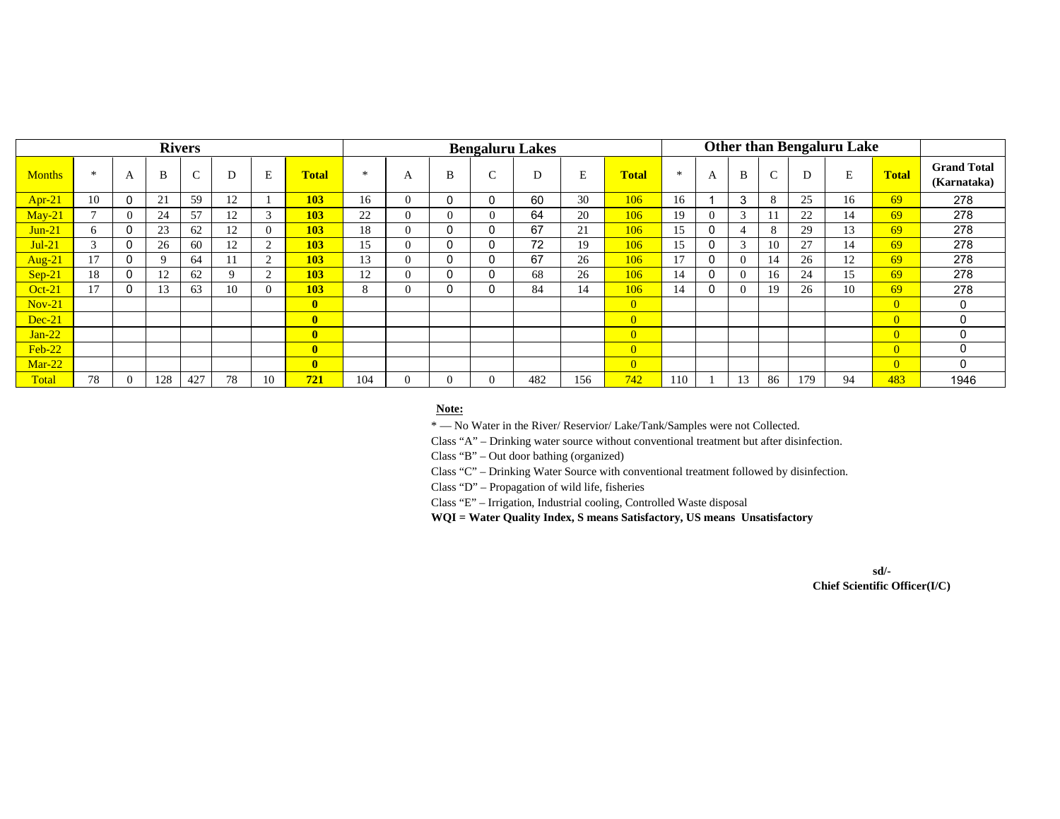| Rivers | | | | | | | | Bengaluru Lakes | | | | | | | Other than Bengaluru Lake | | | | | | | |
|---|---|---|---|---|---|---|---|---|---|---|---|---|---|---|---|---|---|---|---|---|---|---|
| **Months** | * | A | B | C | D | E | **Total** | * | A | B | C | D | E | **Total** | * | A | B | C | D | E | **Total** | **Grand Total (Karnataka)** |
| Apr-21 | 10 | 0 | 21 | 59 | 12 | 1 | **103** | 16 | 0 | 0 | 0 | 60 | 30 | 106 | 16 | 1 | 3 | 8 | 25 | 16 | 69 | 278 |
| May-21 | 7 | 0 | 24 | 57 | 12 | 3 | **103** | 22 | 0 | 0 | 0 | 64 | 20 | 106 | 19 | 0 | 3 | 11 | 22 | 14 | 69 | 278 |
| Jun-21 | 6 | 0 | 23 | 62 | 12 | 0 | **103** | 18 | 0 | 0 | 0 | 67 | 21 | 106 | 15 | 0 | 4 | 8 | 29 | 13 | 69 | 278 |
| Jul-21 | 3 | 0 | 26 | 60 | 12 | 2 | **103** | 15 | 0 | 0 | 0 | 72 | 19 | 106 | 15 | 0 | 3 | 10 | 27 | 14 | 69 | 278 |
| Aug-21 | 17 | 0 | 9 | 64 | 11 | 2 | **103** | 13 | 0 | 0 | 0 | 67 | 26 | 106 | 17 | 0 | 0 | 14 | 26 | 12 | 69 | 278 |
| Sep-21 | 18 | 0 | 12 | 62 | 9 | 2 | **103** | 12 | 0 | 0 | 0 | 68 | 26 | 106 | 14 | 0 | 0 | 16 | 24 | 15 | 69 | 278 |
| Oct-21 | 17 | 0 | 13 | 63 | 10 | 0 | **103** | 8 | 0 | 0 | 0 | 84 | 14 | 106 | 14 | 0 | 0 | 19 | 26 | 10 | 69 | 278 |
| Nov-21 | | | | | | | **0** | | | | | | | 0 | | | | | | | 0 | 0 |
| Dec-21 | | | | | | | **0** | | | | | | | 0 | | | | | | | 0 | 0 |
| Jan-22 | | | | | | | **0** | | | | | | | 0 | | | | | | | 0 | 0 |
| Feb-22 | | | | | | | **0** | | | | | | | 0 | | | | | | | 0 | 0 |
| Mar-22 | | | | | | | **0** | | | | | | | 0 | | | | | | | 0 | 0 |
| Total | 78 | 0 | 128 | 427 | 78 | 10 | **721** | 104 | 0 | 0 | 0 | 482 | 156 | 742 | 110 | 1 | 13 | 86 | 179 | 94 | 483 | 1946 |

**Note:**

* — No Water in the River/ Reservior/ Lake/Tank/Samples were not Collected.

Class "A" – Drinking water source without conventional treatment but after disinfection.

Class "B" – Out door bathing (organized)

Class "C" – Drinking Water Source with conventional treatment followed by disinfection.

Class "D" – Propagation of wild life, fisheries

Class "E" – Irrigation, Industrial cooling, Controlled Waste disposal

**WQI = Water Quality Index, S means Satisfactory, US means Unsatisfactory**

**sd/-**

**Chief Scientific Officer(I/C)**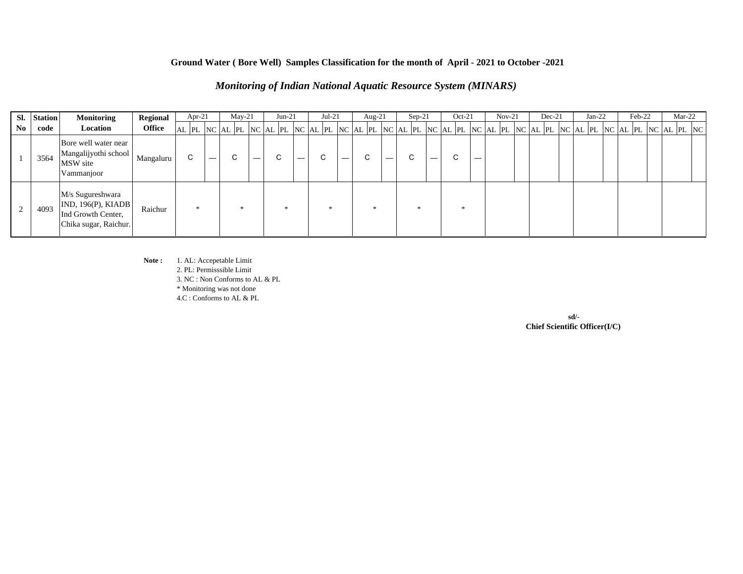**Ground Water ( Bore Well) Samples Classification for the month of April - 2021 to October -2021**

***Monitoring of Indian National Aquatic Resource System (MINARS)***

| Sl. No | Station code | Monitoring Location | Regional Office | Apr-21 | | | May-21 | | | Jun-21 | | | Jul-21 | | | Aug-21 | | | Sep-21 | | | Oct-21 | | | Nov-21 | | | Dec-21 | | | Jan-22 | | | Feb-22 | | | Mar-22 | | |
|---|---|---|---|---|---|---|---|---|---|---|---|---|---|---|---|---|---|---|---|---|---|---|---|---|---|---|---|---|---|---|---|---|---|---|---|---|---|---|---|
| | | | | AL | PL | NC | AL | PL | NC | AL | PL | NC | AL | PL | NC | AL | PL | NC | AL | PL | NC | AL | PL | NC | AL | PL | NC | AL | PL | NC | AL | PL | NC | AL | PL | NC | AL | PL | NC |
| 1 | 3564 | Bore well water near Mangalijyothi school MSW site Vammanjoor | Mangaluru | C | | — | C | | — | C | | — | C | | — | C | | — | C | | — | C | | — | | | | | | | | | | | | | | | |
| 2 | 4093 | M/s Sugureshwara IND, 196(P), KIADB Ind Growth Center, Chika sugar, Raichur. | Raichur | * | | | * | | | * | | | * | | | * | | | * | | | * | | | | | | | | | | | | | | | | | |

**Note :**

1. AL: Accepetable Limit
2. PL: Permisssible Limit
3. NC : Non Conforms to AL & PL

\* Monitoring was not done

4.C : Conforms to AL & PL

**sd/-**
**Chief Scientific Officer(I/C)**